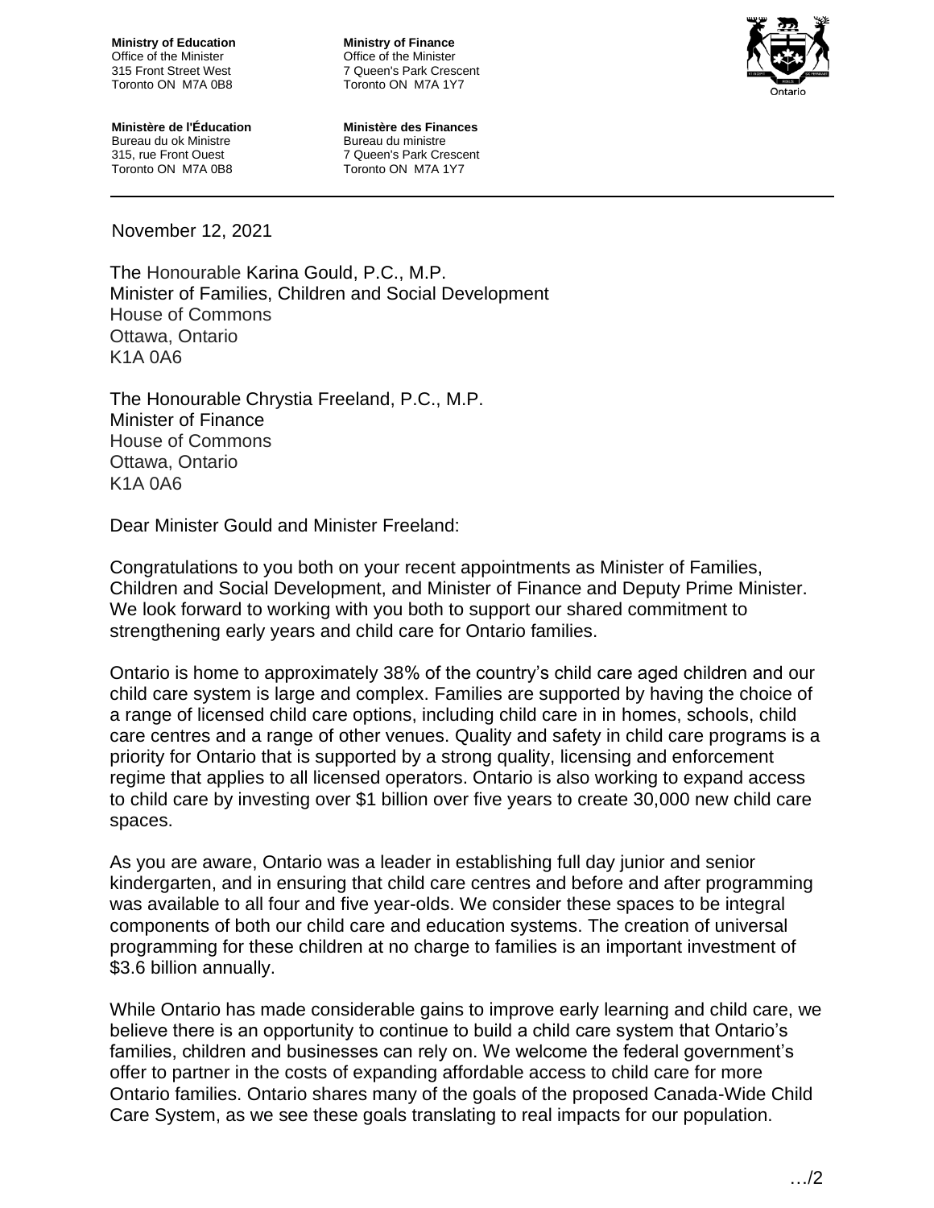**Ministry of Education**
Office of the Minister
315 Front Street West
Toronto ON M7A 0B8

**Ministère de l'Éducation**
Bureau du ok Ministre
315, rue Front Ouest
Toronto ON M7A 0B8

**Ministry of Finance**
Office of the Minister
7 Queen's Park Crescent
Toronto ON M7A 1Y7

**Ministère des Finances**
Bureau du ministre
7 Queen's Park Crescent
Toronto ON M7A 1Y7

November 12, 2021

The Honourable Karina Gould, P.C., M.P.
Minister of Families, Children and Social Development
House of Commons
Ottawa, Ontario
K1A 0A6

The Honourable Chrystia Freeland, P.C., M.P.
Minister of Finance
House of Commons
Ottawa, Ontario
K1A 0A6

Dear Minister Gould and Minister Freeland:

Congratulations to you both on your recent appointments as Minister of Families, Children and Social Development, and Minister of Finance and Deputy Prime Minister. We look forward to working with you both to support our shared commitment to strengthening early years and child care for Ontario families.

Ontario is home to approximately 38% of the country's child care aged children and our child care system is large and complex. Families are supported by having the choice of a range of licensed child care options, including child care in in homes, schools, child care centres and a range of other venues. Quality and safety in child care programs is a priority for Ontario that is supported by a strong quality, licensing and enforcement regime that applies to all licensed operators. Ontario is also working to expand access to child care by investing over $1 billion over five years to create 30,000 new child care spaces.

As you are aware, Ontario was a leader in establishing full day junior and senior kindergarten, and in ensuring that child care centres and before and after programming was available to all four and five year-olds. We consider these spaces to be integral components of both our child care and education systems. The creation of universal programming for these children at no charge to families is an important investment of $3.6 billion annually.

While Ontario has made considerable gains to improve early learning and child care, we believe there is an opportunity to continue to build a child care system that Ontario's families, children and businesses can rely on. We welcome the federal government's offer to partner in the costs of expanding affordable access to child care for more Ontario families. Ontario shares many of the goals of the proposed Canada-Wide Child Care System, as we see these goals translating to real impacts for our population.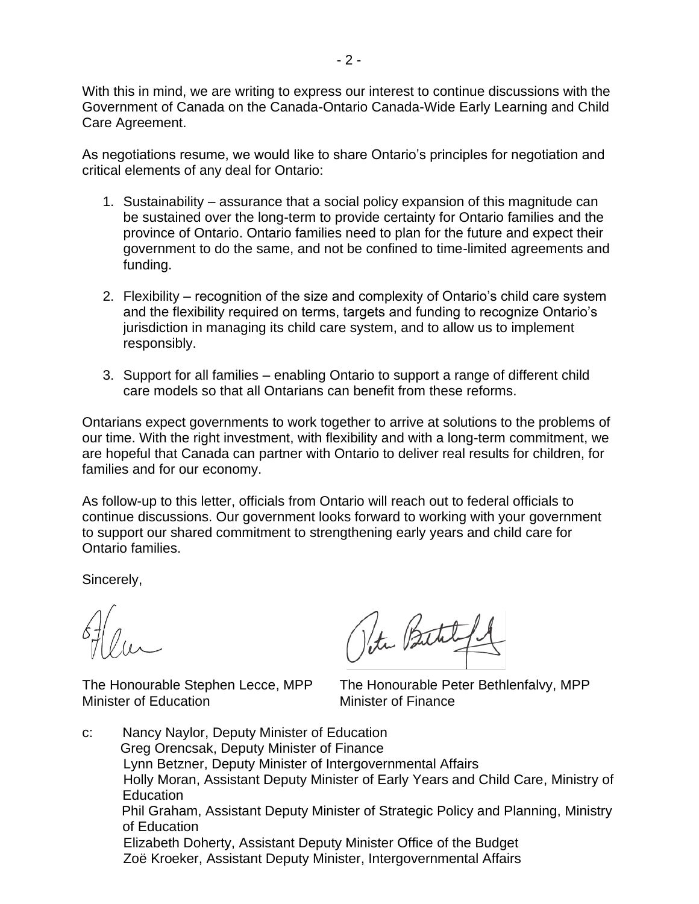With this in mind, we are writing to express our interest to continue discussions with the Government of Canada on the Canada-Ontario Canada-Wide Early Learning and Child Care Agreement.

As negotiations resume, we would like to share Ontario's principles for negotiation and critical elements of any deal for Ontario:

1. Sustainability – assurance that a social policy expansion of this magnitude can be sustained over the long-term to provide certainty for Ontario families and the province of Ontario. Ontario families need to plan for the future and expect their government to do the same, and not be confined to time-limited agreements and funding.

2. Flexibility – recognition of the size and complexity of Ontario's child care system and the flexibility required on terms, targets and funding to recognize Ontario's jurisdiction in managing its child care system, and to allow us to implement responsibly.

3. Support for all families – enabling Ontario to support a range of different child care models so that all Ontarians can benefit from these reforms.

Ontarians expect governments to work together to arrive at solutions to the problems of our time. With the right investment, with flexibility and with a long-term commitment, we are hopeful that Canada can partner with Ontario to deliver real results for children, for families and for our economy.

As follow-up to this letter, officials from Ontario will reach out to federal officials to continue discussions. Our government looks forward to working with your government to support our shared commitment to strengthening early years and child care for Ontario families.

Sincerely,

The Honourable Stephen Lecce, MPP
Minister of Education

The Honourable Peter Bethlenfalvy, MPP
Minister of Finance

c: Nancy Naylor, Deputy Minister of Education
Greg Orencsak, Deputy Minister of Finance
Lynn Betzner, Deputy Minister of Intergovernmental Affairs
Holly Moran, Assistant Deputy Minister of Early Years and Child Care, Ministry of Education
Phil Graham, Assistant Deputy Minister of Strategic Policy and Planning, Ministry of Education
Elizabeth Doherty, Assistant Deputy Minister Office of the Budget
Zoë Kroeker, Assistant Deputy Minister, Intergovernmental Affairs